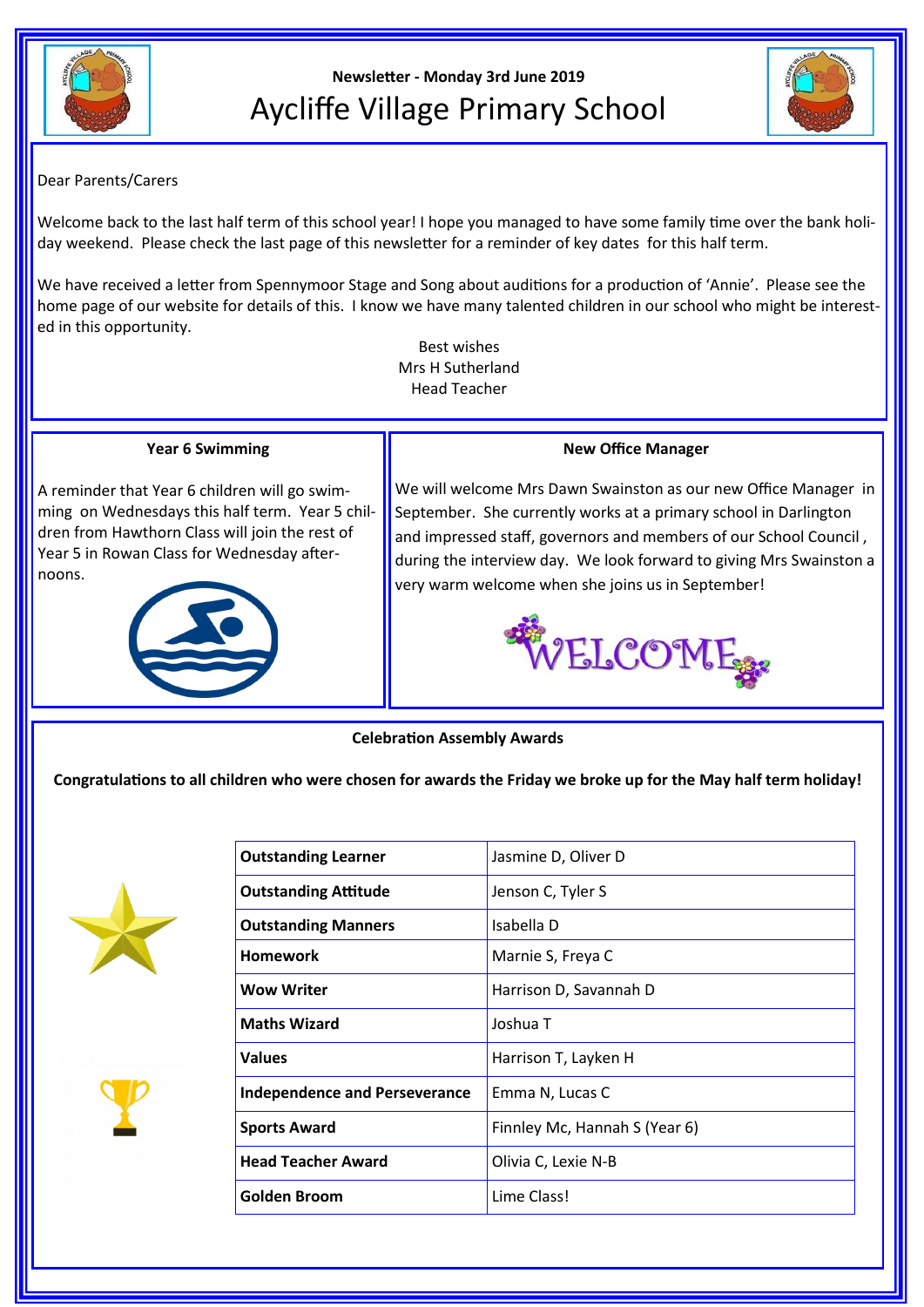Newsletter - Monday 3rd June 2019

# Aycliffe Village Primary School

Dear Parents/Carers

Welcome back to the last half term of this school year! I hope you managed to have some family time over the bank holiday weekend. Please check the last page of this newsletter for a reminder of key dates for this half term.

We have received a letter from Spennymoor Stage and Song about auditions for a production of 'Annie'. Please see the home page of our website for details of this. I know we have many talented children in our school who might be interested in this opportunity.

Best wishes
Mrs H Sutherland
Head Teacher

### Year 6 Swimming

A reminder that Year 6 children will go swimming on Wednesdays this half term. Year 5 children from Hawthorn Class will join the rest of Year 5 in Rowan Class for Wednesday afternoons.

### New Office Manager

We will welcome Mrs Dawn Swainston as our new Office Manager in September. She currently works at a primary school in Darlington and impressed staff, governors and members of our School Council, during the interview day. We look forward to giving Mrs Swainston a very warm welcome when she joins us in September!

WELCOME

### Celebration Assembly Awards

**Congratulations to all children who were chosen for awards the Friday we broke up for the May half term holiday!**

| Award | Recipients |
|---|---|
| **Outstanding Learner** | Jasmine D, Oliver D |
| **Outstanding Attitude** | Jenson C, Tyler S |
| **Outstanding Manners** | Isabella D |
| **Homework** | Marnie S, Freya C |
| **Wow Writer** | Harrison D, Savannah D |
| **Maths Wizard** | Joshua T |
| **Values** | Harrison T, Layken H |
| **Independence and Perseverance** | Emma N, Lucas C |
| **Sports Award** | Finnley Mc, Hannah S (Year 6) |
| **Head Teacher Award** | Olivia C, Lexie N-B |
| **Golden Broom** | Lime Class! |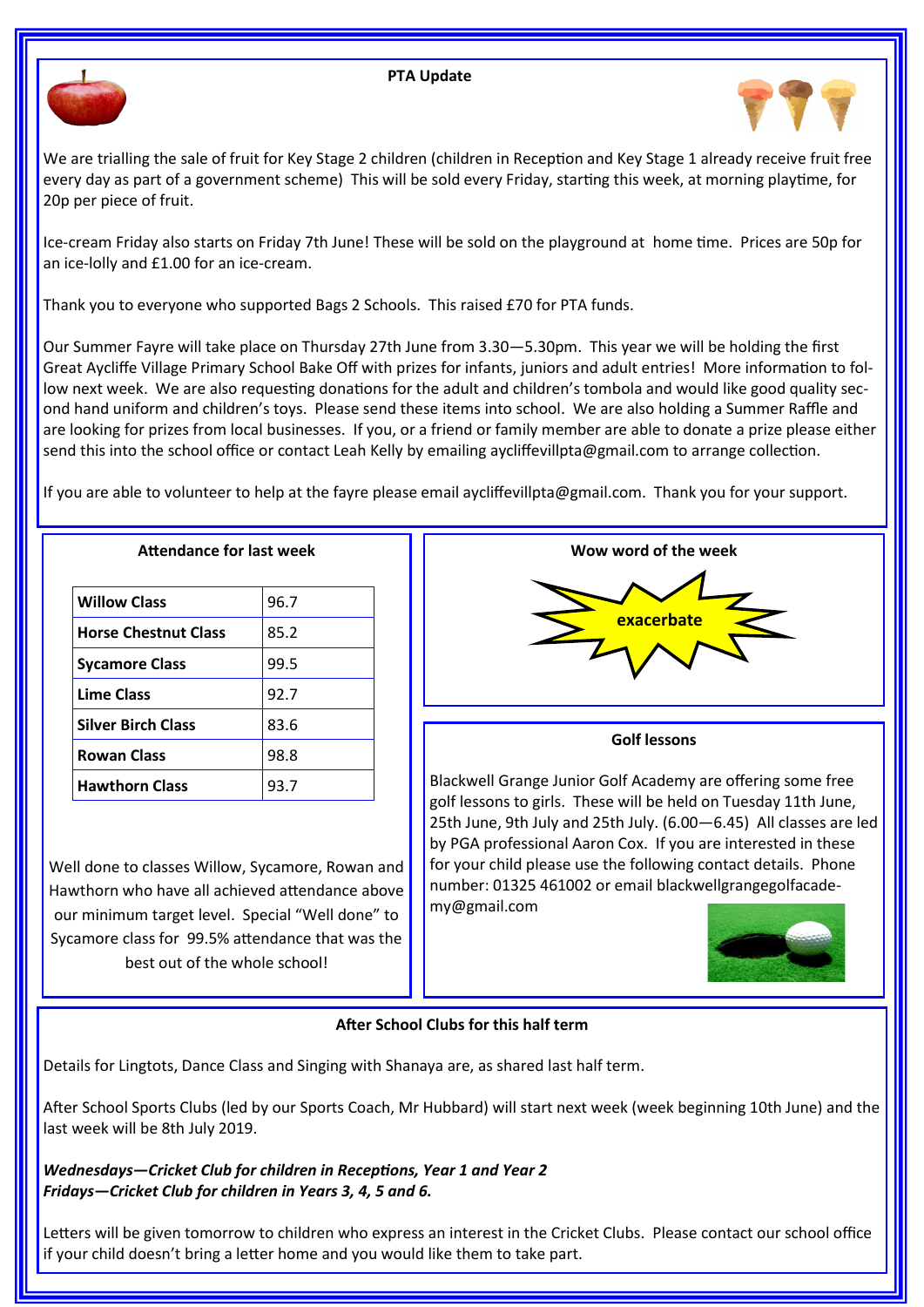## PTA Update

We are trialling the sale of fruit for Key Stage 2 children (children in Reception and Key Stage 1 already receive fruit free every day as part of a government scheme) This will be sold every Friday, starting this week, at morning playtime, for 20p per piece of fruit.

Ice-cream Friday also starts on Friday 7th June! These will be sold on the playground at home time. Prices are 50p for an ice-lolly and £1.00 for an ice-cream.

Thank you to everyone who supported Bags 2 Schools. This raised £70 for PTA funds.

Our Summer Fayre will take place on Thursday 27th June from 3.30—5.30pm. This year we will be holding the first Great Aycliffe Village Primary School Bake Off with prizes for infants, juniors and adult entries! More information to follow next week. We are also requesting donations for the adult and children's tombola and would like good quality second hand uniform and children's toys. Please send these items into school. We are also holding a Summer Raffle and are looking for prizes from local businesses. If you, or a friend or family member are able to donate a prize please either send this into the school office or contact Leah Kelly by emailing aycliffevillpta@gmail.com to arrange collection.

If you are able to volunteer to help at the fayre please email aycliffevillpta@gmail.com. Thank you for your support.

## Attendance for last week

| Class | Attendance |
|---|---|
| Willow Class | 96.7 |
| Horse Chestnut Class | 85.2 |
| Sycamore Class | 99.5 |
| Lime Class | 92.7 |
| Silver Birch Class | 83.6 |
| Rowan Class | 98.8 |
| Hawthorn Class | 93.7 |

Well done to classes Willow, Sycamore, Rowan and Hawthorn who have all achieved attendance above our minimum target level. Special "Well done" to Sycamore class for 99.5% attendance that was the best out of the whole school!

## Wow word of the week

**exacerbate**

## Golf lessons

Blackwell Grange Junior Golf Academy are offering some free golf lessons to girls. These will be held on Tuesday 11th June, 25th June, 9th July and 25th July. (6.00—6.45) All classes are led by PGA professional Aaron Cox. If you are interested in these for your child please use the following contact details. Phone number: 01325 461002 or email blackwellgrangegolfacademy@gmail.com

## After School Clubs for this half term

Details for Lingtots, Dance Class and Singing with Shanaya are, as shared last half term.

After School Sports Clubs (led by our Sports Coach, Mr Hubbard) will start next week (week beginning 10th June) and the last week will be 8th July 2019.

***Wednesdays—Cricket Club for children in Receptions, Year 1 and Year 2***
***Fridays—Cricket Club for children in Years 3, 4, 5 and 6.***

Letters will be given tomorrow to children who express an interest in the Cricket Clubs. Please contact our school office if your child doesn't bring a letter home and you would like them to take part.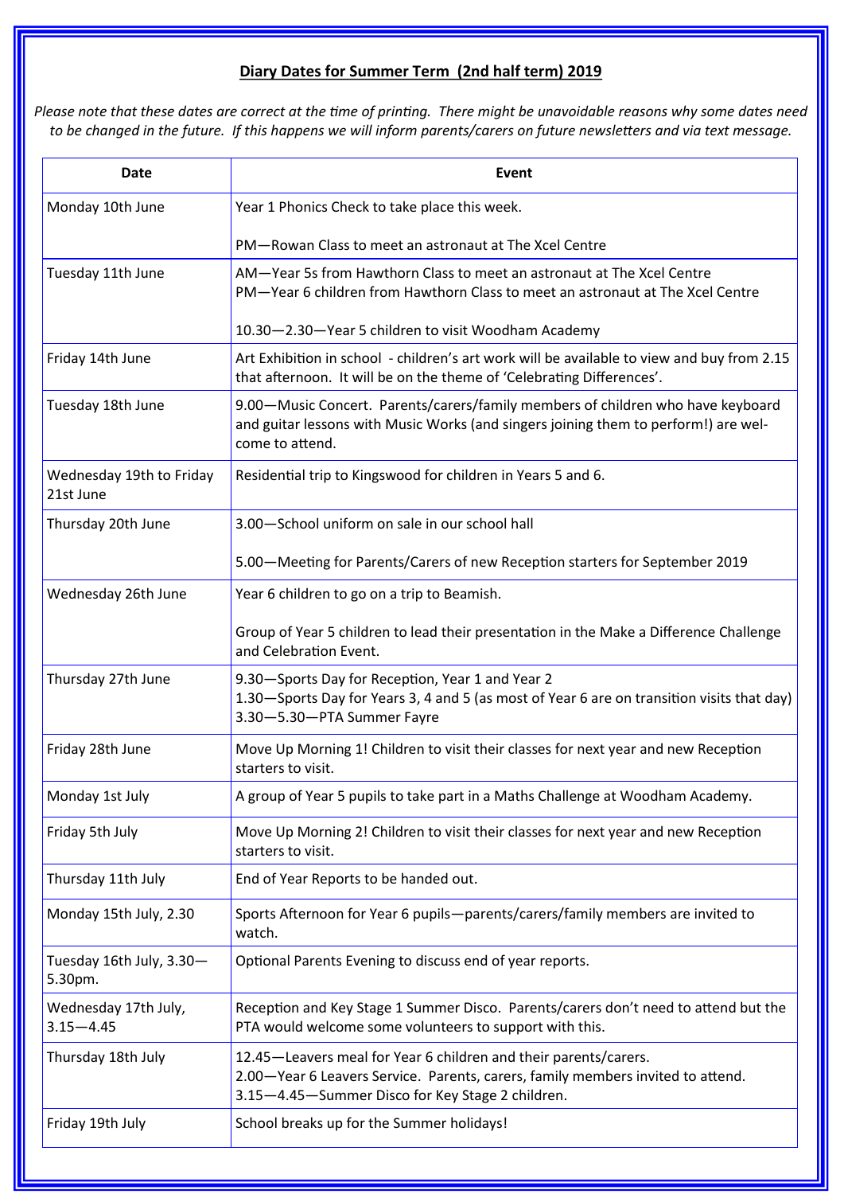**Diary Dates for Summer Term (2nd half term) 2019**

*Please note that these dates are correct at the time of printing. There might be unavoidable reasons why some dates need to be changed in the future. If this happens we will inform parents/carers on future newsletters and via text message.*

| Date | Event |
|---|---|
| Monday 10th June | Year 1 Phonics Check to take place this week.<br><br>PM—Rowan Class to meet an astronaut at The Xcel Centre |
| Tuesday 11th June | AM—Year 5s from Hawthorn Class to meet an astronaut at The Xcel Centre<br>PM—Year 6 children from Hawthorn Class to meet an astronaut at The Xcel Centre<br><br>10.30—2.30—Year 5 children to visit Woodham Academy |
| Friday 14th June | Art Exhibition in school - children's art work will be available to view and buy from 2.15 that afternoon. It will be on the theme of 'Celebrating Differences'. |
| Tuesday 18th June | 9.00—Music Concert. Parents/carers/family members of children who have keyboard and guitar lessons with Music Works (and singers joining them to perform!) are welcome to attend. |
| Wednesday 19th to Friday 21st June | Residential trip to Kingswood for children in Years 5 and 6. |
| Thursday 20th June | 3.00—School uniform on sale in our school hall<br><br>5.00—Meeting for Parents/Carers of new Reception starters for September 2019 |
| Wednesday 26th June | Year 6 children to go on a trip to Beamish.<br><br>Group of Year 5 children to lead their presentation in the Make a Difference Challenge and Celebration Event. |
| Thursday 27th June | 9.30—Sports Day for Reception, Year 1 and Year 2<br>1.30—Sports Day for Years 3, 4 and 5 (as most of Year 6 are on transition visits that day)<br>3.30—5.30—PTA Summer Fayre |
| Friday 28th June | Move Up Morning 1! Children to visit their classes for next year and new Reception starters to visit. |
| Monday 1st July | A group of Year 5 pupils to take part in a Maths Challenge at Woodham Academy. |
| Friday 5th July | Move Up Morning 2! Children to visit their classes for next year and new Reception starters to visit. |
| Thursday 11th July | End of Year Reports to be handed out. |
| Monday 15th July, 2.30 | Sports Afternoon for Year 6 pupils—parents/carers/family members are invited to watch. |
| Tuesday 16th July, 3.30—5.30pm. | Optional Parents Evening to discuss end of year reports. |
| Wednesday 17th July, 3.15—4.45 | Reception and Key Stage 1 Summer Disco. Parents/carers don't need to attend but the PTA would welcome some volunteers to support with this. |
| Thursday 18th July | 12.45—Leavers meal for Year 6 children and their parents/carers.<br>2.00—Year 6 Leavers Service. Parents, carers, family members invited to attend.<br>3.15—4.45—Summer Disco for Key Stage 2 children. |
| Friday 19th July | School breaks up for the Summer holidays! |